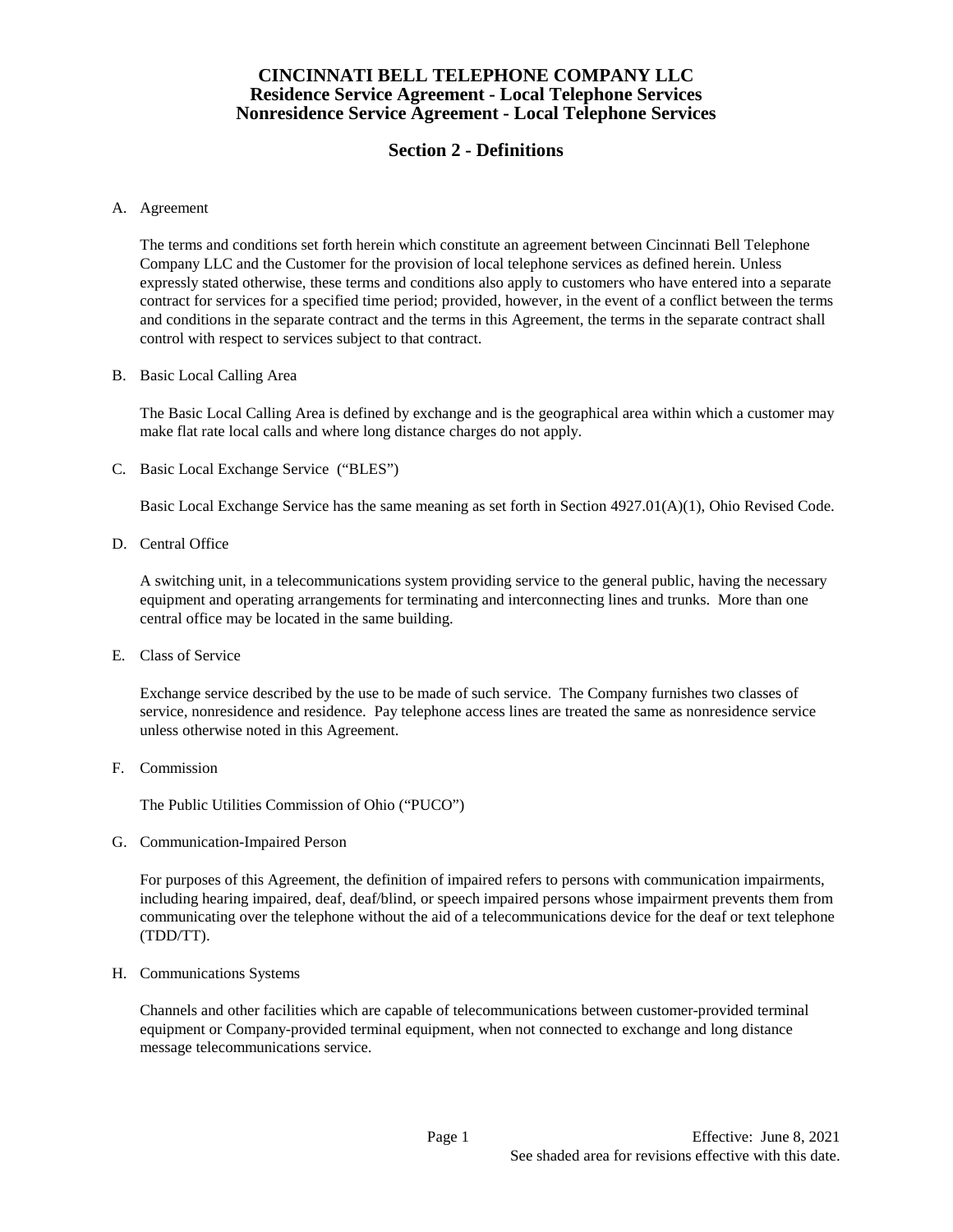# CINCINNATI BELL TELEPHONE COMPANY LLC
# Residence Service Agreement - Local Telephone Services
# Nonresidence Service Agreement - Local Telephone Services

## Section 2 - Definitions

A. Agreement

The terms and conditions set forth herein which constitute an agreement between Cincinnati Bell Telephone Company LLC and the Customer for the provision of local telephone services as defined herein. Unless expressly stated otherwise, these terms and conditions also apply to customers who have entered into a separate contract for services for a specified time period; provided, however, in the event of a conflict between the terms and conditions in the separate contract and the terms in this Agreement, the terms in the separate contract shall control with respect to services subject to that contract.

B. Basic Local Calling Area

The Basic Local Calling Area is defined by exchange and is the geographical area within which a customer may make flat rate local calls and where long distance charges do not apply.

C. Basic Local Exchange Service ("BLES")

Basic Local Exchange Service has the same meaning as set forth in Section 4927.01(A)(1), Ohio Revised Code.

D. Central Office

A switching unit, in a telecommunications system providing service to the general public, having the necessary equipment and operating arrangements for terminating and interconnecting lines and trunks. More than one central office may be located in the same building.

E. Class of Service

Exchange service described by the use to be made of such service. The Company furnishes two classes of service, nonresidence and residence. Pay telephone access lines are treated the same as nonresidence service unless otherwise noted in this Agreement.

F. Commission

The Public Utilities Commission of Ohio ("PUCO")

G. Communication-Impaired Person

For purposes of this Agreement, the definition of impaired refers to persons with communication impairments, including hearing impaired, deaf, deaf/blind, or speech impaired persons whose impairment prevents them from communicating over the telephone without the aid of a telecommunications device for the deaf or text telephone (TDD/TT).

H. Communications Systems

Channels and other facilities which are capable of telecommunications between customer-provided terminal equipment or Company-provided terminal equipment, when not connected to exchange and long distance message telecommunications service.

Effective: June 8, 2021
See shaded area for revisions effective with this date.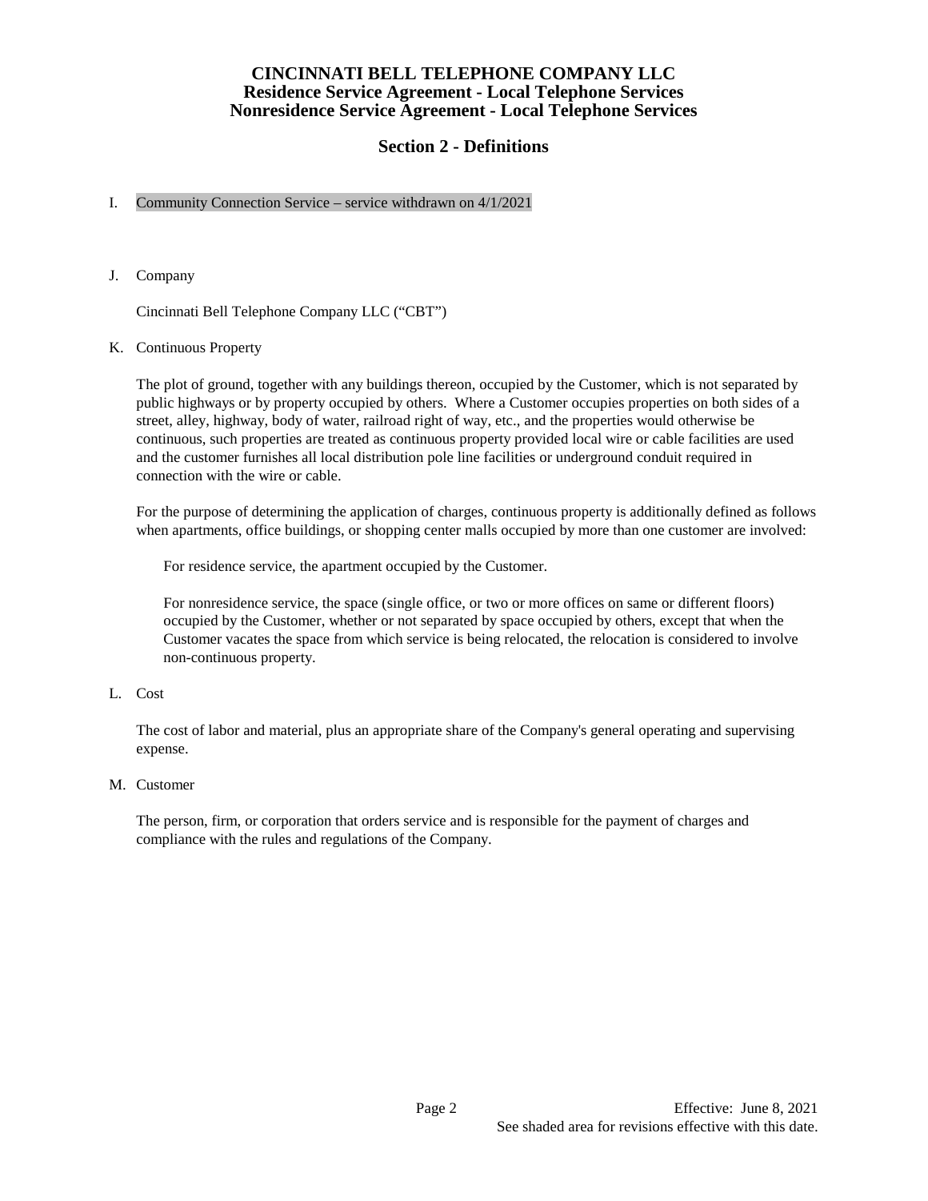# CINCINNATI BELL TELEPHONE COMPANY LLC
## Residence Service Agreement - Local Telephone Services
## Nonresidence Service Agreement - Local Telephone Services

## Section 2 - Definitions

I. Community Connection Service – service withdrawn on 4/1/2021

J. Company

Cincinnati Bell Telephone Company LLC ("CBT")

K. Continuous Property

The plot of ground, together with any buildings thereon, occupied by the Customer, which is not separated by public highways or by property occupied by others. Where a Customer occupies properties on both sides of a street, alley, highway, body of water, railroad right of way, etc., and the properties would otherwise be continuous, such properties are treated as continuous property provided local wire or cable facilities are used and the customer furnishes all local distribution pole line facilities or underground conduit required in connection with the wire or cable.

For the purpose of determining the application of charges, continuous property is additionally defined as follows when apartments, office buildings, or shopping center malls occupied by more than one customer are involved:

For residence service, the apartment occupied by the Customer.

For nonresidence service, the space (single office, or two or more offices on same or different floors) occupied by the Customer, whether or not separated by space occupied by others, except that when the Customer vacates the space from which service is being relocated, the relocation is considered to involve non-continuous property.

L. Cost

The cost of labor and material, plus an appropriate share of the Company's general operating and supervising expense.

M. Customer

The person, firm, or corporation that orders service and is responsible for the payment of charges and compliance with the rules and regulations of the Company.

Effective: June 8, 2021
See shaded area for revisions effective with this date.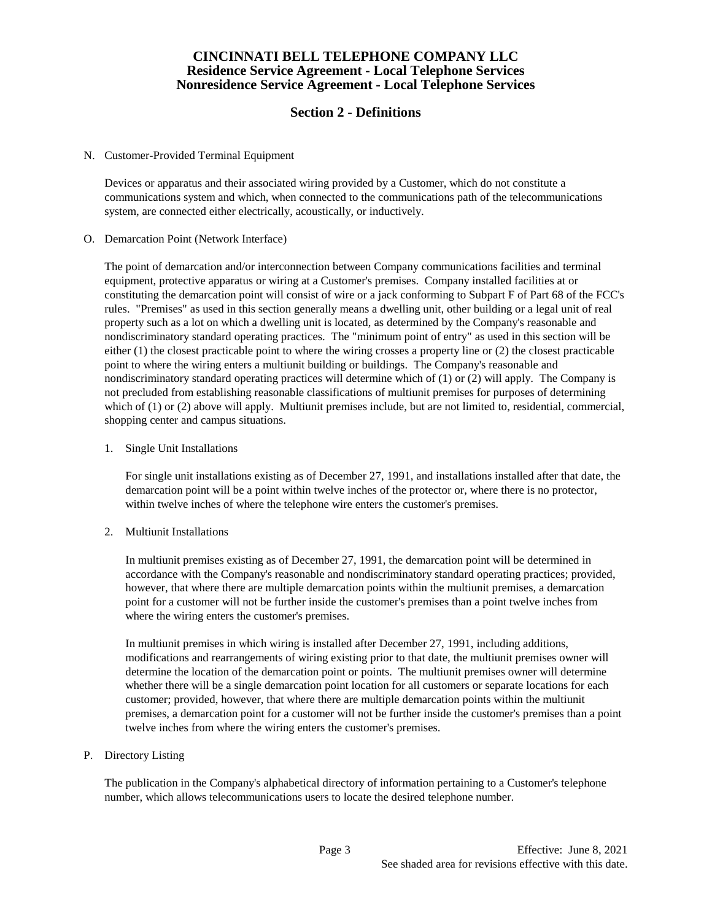# CINCINNATI BELL TELEPHONE COMPANY LLC
## Residence Service Agreement - Local Telephone Services
## Nonresidence Service Agreement - Local Telephone Services

## Section 2 - Definitions

N. Customer-Provided Terminal Equipment

Devices or apparatus and their associated wiring provided by a Customer, which do not constitute a communications system and which, when connected to the communications path of the telecommunications system, are connected either electrically, acoustically, or inductively.

O. Demarcation Point (Network Interface)

The point of demarcation and/or interconnection between Company communications facilities and terminal equipment, protective apparatus or wiring at a Customer's premises. Company installed facilities at or constituting the demarcation point will consist of wire or a jack conforming to Subpart F of Part 68 of the FCC's rules. "Premises" as used in this section generally means a dwelling unit, other building or a legal unit of real property such as a lot on which a dwelling unit is located, as determined by the Company's reasonable and nondiscriminatory standard operating practices. The "minimum point of entry" as used in this section will be either (1) the closest practicable point to where the wiring crosses a property line or (2) the closest practicable point to where the wiring enters a multiunit building or buildings. The Company's reasonable and nondiscriminatory standard operating practices will determine which of (1) or (2) will apply. The Company is not precluded from establishing reasonable classifications of multiunit premises for purposes of determining which of (1) or (2) above will apply. Multiunit premises include, but are not limited to, residential, commercial, shopping center and campus situations.

1. Single Unit Installations

   For single unit installations existing as of December 27, 1991, and installations installed after that date, the demarcation point will be a point within twelve inches of the protector or, where there is no protector, within twelve inches of where the telephone wire enters the customer's premises.

2. Multiunit Installations

   In multiunit premises existing as of December 27, 1991, the demarcation point will be determined in accordance with the Company's reasonable and nondiscriminatory standard operating practices; provided, however, that where there are multiple demarcation points within the multiunit premises, a demarcation point for a customer will not be further inside the customer's premises than a point twelve inches from where the wiring enters the customer's premises.

   In multiunit premises in which wiring is installed after December 27, 1991, including additions, modifications and rearrangements of wiring existing prior to that date, the multiunit premises owner will determine the location of the demarcation point or points. The multiunit premises owner will determine whether there will be a single demarcation point location for all customers or separate locations for each customer; provided, however, that where there are multiple demarcation points within the multiunit premises, a demarcation point for a customer will not be further inside the customer's premises than a point twelve inches from where the wiring enters the customer's premises.

P. Directory Listing

The publication in the Company's alphabetical directory of information pertaining to a Customer's telephone number, which allows telecommunications users to locate the desired telephone number.

Effective: June 8, 2021
See shaded area for revisions effective with this date.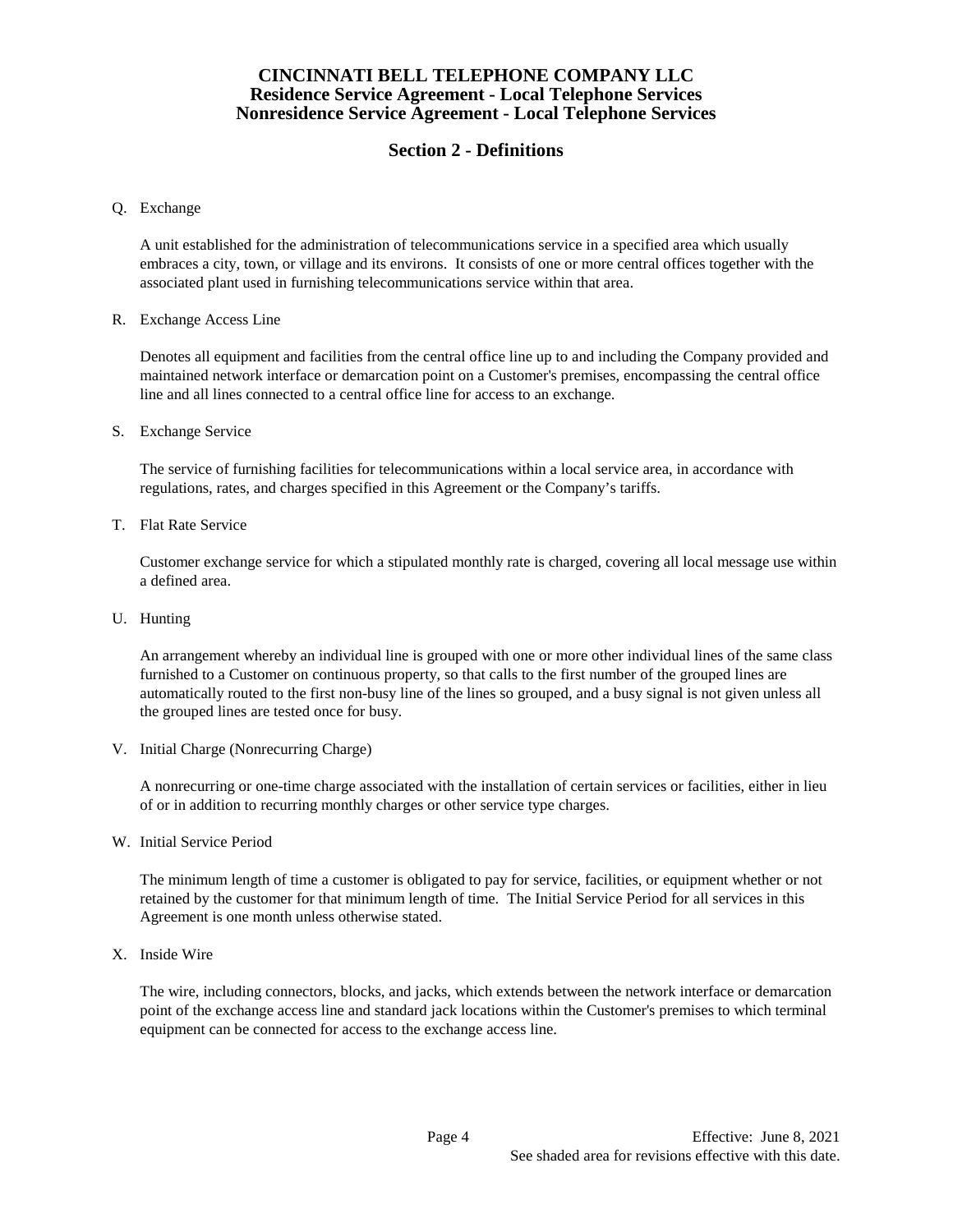# CINCINNATI BELL TELEPHONE COMPANY LLC
## Residence Service Agreement - Local Telephone Services
## Nonresidence Service Agreement - Local Telephone Services

## Section 2 - Definitions

Q. Exchange

A unit established for the administration of telecommunications service in a specified area which usually embraces a city, town, or village and its environs. It consists of one or more central offices together with the associated plant used in furnishing telecommunications service within that area.

R. Exchange Access Line

Denotes all equipment and facilities from the central office line up to and including the Company provided and maintained network interface or demarcation point on a Customer's premises, encompassing the central office line and all lines connected to a central office line for access to an exchange.

S. Exchange Service

The service of furnishing facilities for telecommunications within a local service area, in accordance with regulations, rates, and charges specified in this Agreement or the Company's tariffs.

T. Flat Rate Service

Customer exchange service for which a stipulated monthly rate is charged, covering all local message use within a defined area.

U. Hunting

An arrangement whereby an individual line is grouped with one or more other individual lines of the same class furnished to a Customer on continuous property, so that calls to the first number of the grouped lines are automatically routed to the first non-busy line of the lines so grouped, and a busy signal is not given unless all the grouped lines are tested once for busy.

V. Initial Charge (Nonrecurring Charge)

A nonrecurring or one-time charge associated with the installation of certain services or facilities, either in lieu of or in addition to recurring monthly charges or other service type charges.

W. Initial Service Period

The minimum length of time a customer is obligated to pay for service, facilities, or equipment whether or not retained by the customer for that minimum length of time. The Initial Service Period for all services in this Agreement is one month unless otherwise stated.

X. Inside Wire

The wire, including connectors, blocks, and jacks, which extends between the network interface or demarcation point of the exchange access line and standard jack locations within the Customer's premises to which terminal equipment can be connected for access to the exchange access line.

Effective: June 8, 2021
See shaded area for revisions effective with this date.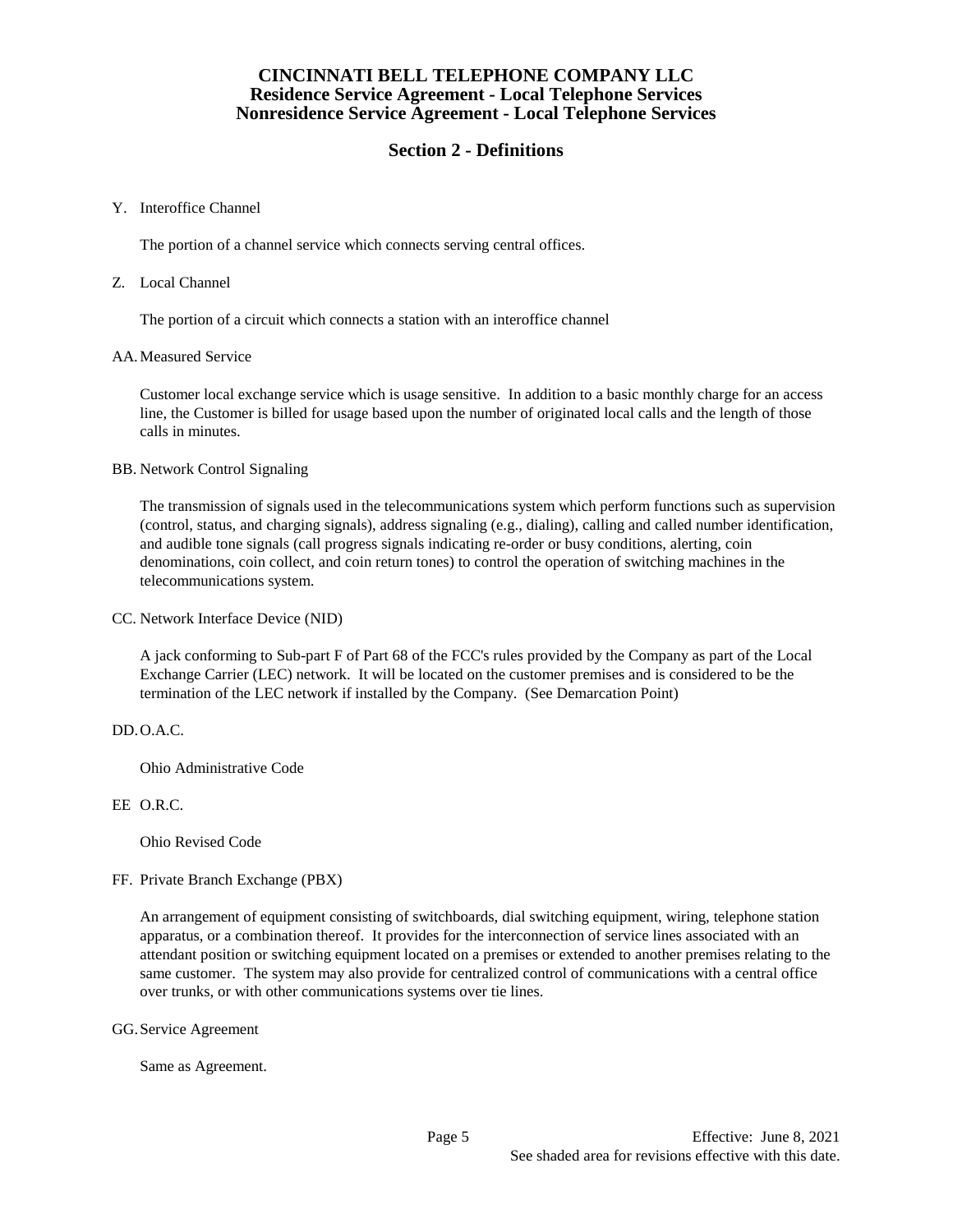# CINCINNATI BELL TELEPHONE COMPANY LLC
## Residence Service Agreement - Local Telephone Services
## Nonresidence Service Agreement - Local Telephone Services

## Section 2 - Definitions

Y. Interoffice Channel

The portion of a channel service which connects serving central offices.

Z. Local Channel

The portion of a circuit which connects a station with an interoffice channel

AA. Measured Service

Customer local exchange service which is usage sensitive. In addition to a basic monthly charge for an access line, the Customer is billed for usage based upon the number of originated local calls and the length of those calls in minutes.

BB. Network Control Signaling

The transmission of signals used in the telecommunications system which perform functions such as supervision (control, status, and charging signals), address signaling (e.g., dialing), calling and called number identification, and audible tone signals (call progress signals indicating re-order or busy conditions, alerting, coin denominations, coin collect, and coin return tones) to control the operation of switching machines in the telecommunications system.

CC. Network Interface Device (NID)

A jack conforming to Sub-part F of Part 68 of the FCC's rules provided by the Company as part of the Local Exchange Carrier (LEC) network. It will be located on the customer premises and is considered to be the termination of the LEC network if installed by the Company. (See Demarcation Point)

DD. O.A.C.

Ohio Administrative Code

EE O.R.C.

Ohio Revised Code

FF. Private Branch Exchange (PBX)

An arrangement of equipment consisting of switchboards, dial switching equipment, wiring, telephone station apparatus, or a combination thereof. It provides for the interconnection of service lines associated with an attendant position or switching equipment located on a premises or extended to another premises relating to the same customer. The system may also provide for centralized control of communications with a central office over trunks, or with other communications systems over tie lines.

GG. Service Agreement

Same as Agreement.

Effective: June 8, 2021
See shaded area for revisions effective with this date.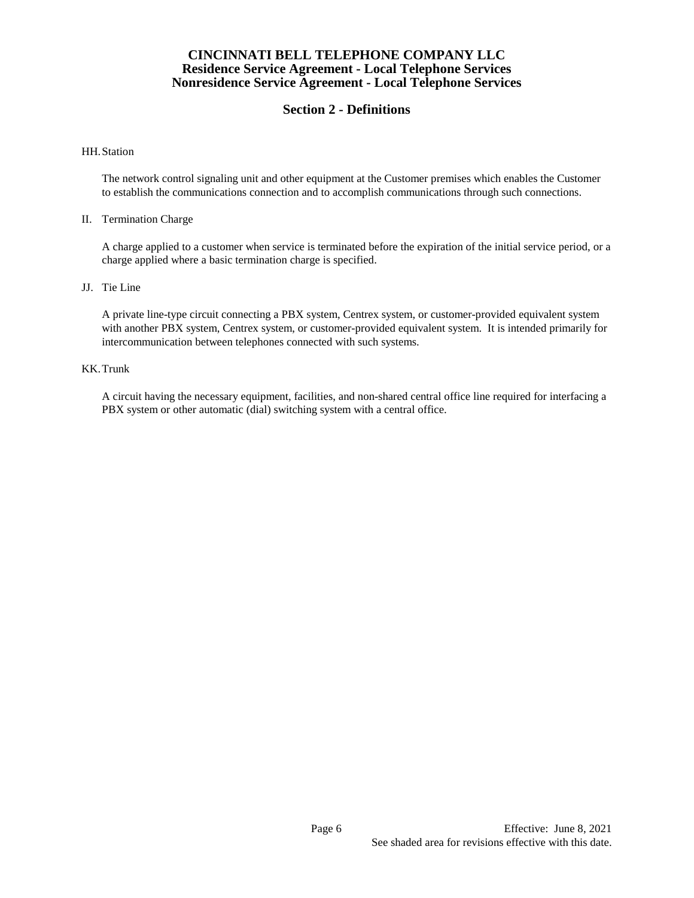# CINCINNATI BELL TELEPHONE COMPANY LLC
## Residence Service Agreement - Local Telephone Services
## Nonresidence Service Agreement - Local Telephone Services

## Section 2 - Definitions

HH. Station

The network control signaling unit and other equipment at the Customer premises which enables the Customer to establish the communications connection and to accomplish communications through such connections.

II. Termination Charge

A charge applied to a customer when service is terminated before the expiration of the initial service period, or a charge applied where a basic termination charge is specified.

JJ. Tie Line

A private line-type circuit connecting a PBX system, Centrex system, or customer-provided equivalent system with another PBX system, Centrex system, or customer-provided equivalent system. It is intended primarily for intercommunication between telephones connected with such systems.

KK. Trunk

A circuit having the necessary equipment, facilities, and non-shared central office line required for interfacing a PBX system or other automatic (dial) switching system with a central office.

Effective: June 8, 2021
See shaded area for revisions effective with this date.